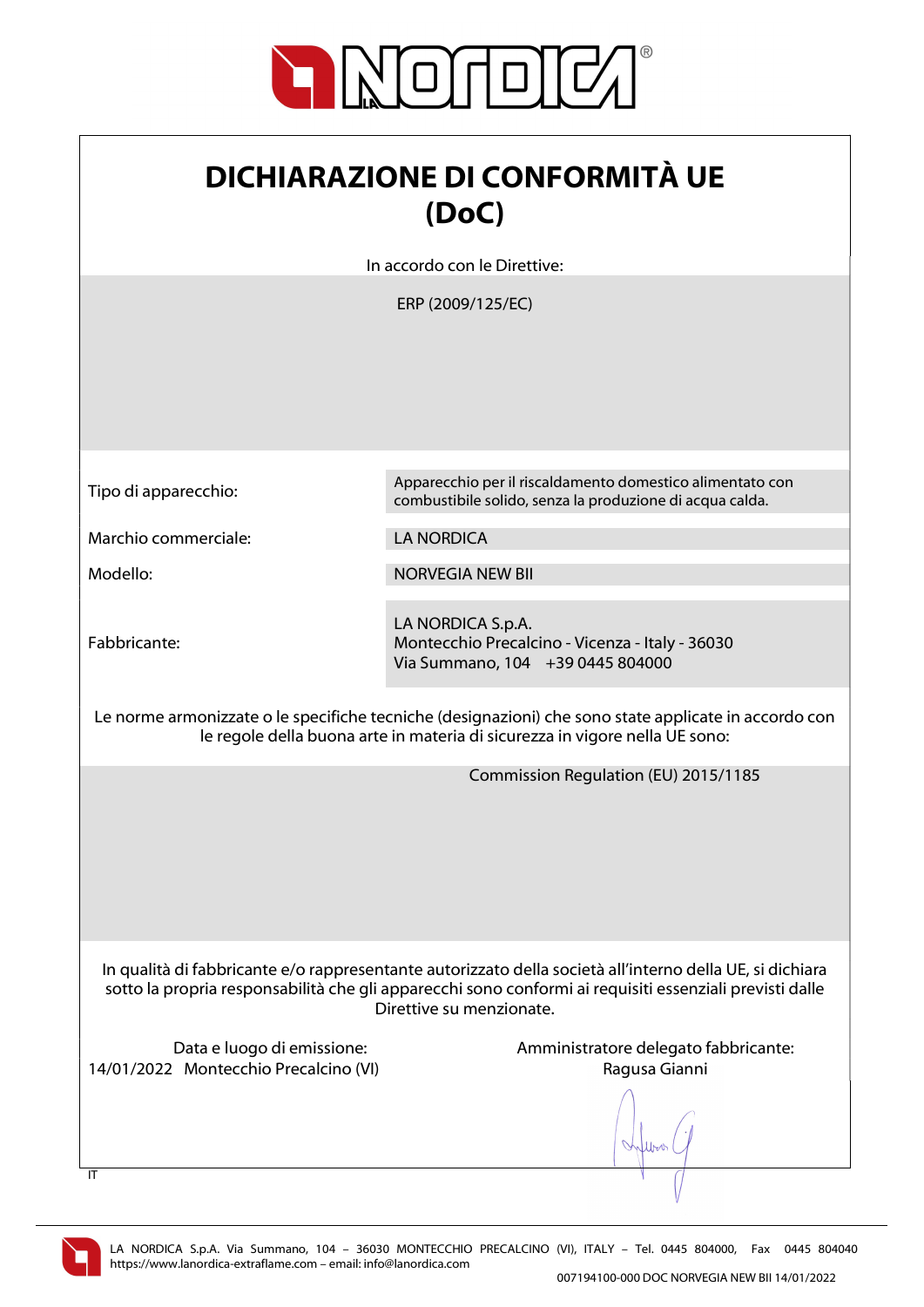# DICHIARAZIONE DI CONFORMITÀ UE (DoC)

In accordo con le Direttive:

ERP (2009/125/EC)

| | |
|---|---|
| Tipo di apparecchio: | Apparecchio per il riscaldamento domestico alimentato con combustibile solido, senza la produzione di acqua calda. |
| Marchio commerciale: | LA NORDICA |
| Modello: | NORVEGIA NEW BII |
| Fabbricante: | LA NORDICA S.p.A.<br>Montecchio Precalcino - Vicenza - Italy - 36030<br>Via Summano, 104 +39 0445 804000 |

Le norme armonizzate o le specifiche tecniche (designazioni) che sono state applicate in accordo con le regole della buona arte in materia di sicurezza in vigore nella UE sono:

Commission Regulation (EU) 2015/1185

In qualità di fabbricante e/o rappresentante autorizzato della società all'interno della UE, si dichiara sotto la propria responsabilità che gli apparecchi sono conformi ai requisiti essenziali previsti dalle Direttive su menzionate.

Data e luogo di emissione:
14/01/2022 Montecchio Precalcino (VI)

Amministratore delegato fabbricante:
Ragusa Gianni

IT

LA NORDICA S.p.A. Via Summano, 104 – 36030 MONTECCHIO PRECALCINO (VI), ITALY – Tel. 0445 804000, Fax 0445 804040
https://www.lanordica-extraflame.com – email: info@lanordica.com

007194100-000 DOC NORVEGIA NEW BII 14/01/2022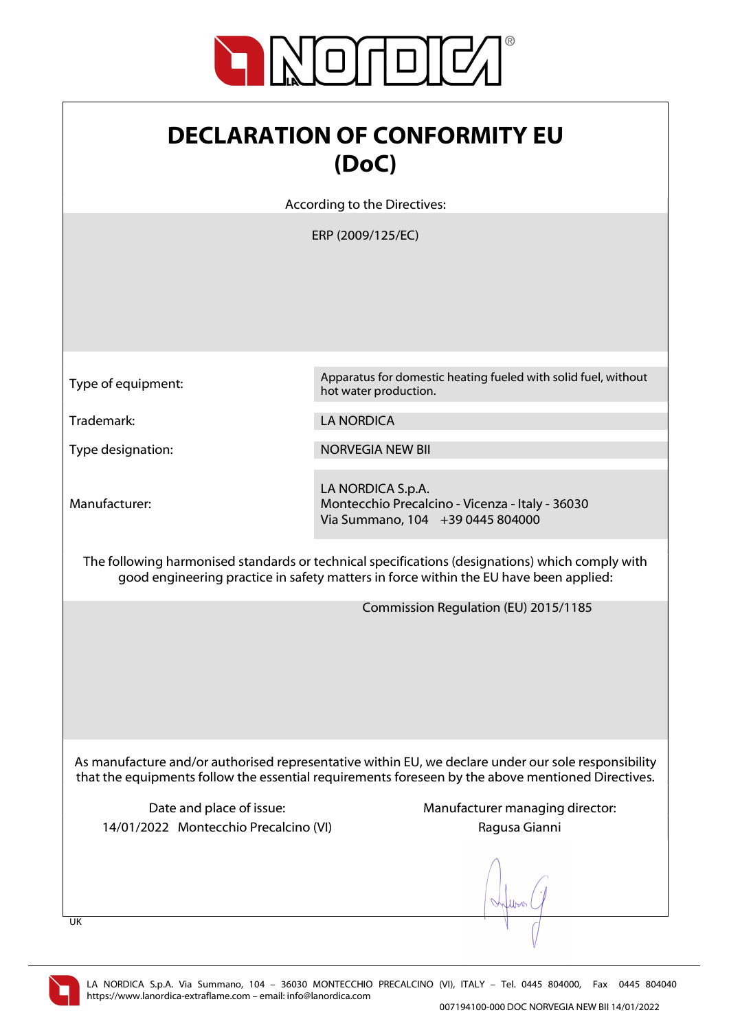# DECLARATION OF CONFORMITY EU (DoC)

According to the Directives:

ERP (2009/125/EC)

| | |
|---|---|
| Type of equipment: | Apparatus for domestic heating fueled with solid fuel, without hot water production. |
| Trademark: | LA NORDICA |
| Type designation: | NORVEGIA NEW BII |
| Manufacturer: | LA NORDICA S.p.A.<br>Montecchio Precalcino - Vicenza - Italy - 36030<br>Via Summano, 104 +39 0445 804000 |

The following harmonised standards or technical specifications (designations) which comply with good engineering practice in safety matters in force within the EU have been applied:

Commission Regulation (EU) 2015/1185

As manufacture and/or authorised representative within EU, we declare under our sole responsibility that the equipments follow the essential requirements foreseen by the above mentioned Directives.

Date and place of issue:
14/01/2022 Montecchio Precalcino (VI)

Manufacturer managing director:
Ragusa Gianni

UK

LA NORDICA S.p.A. Via Summano, 104 – 36030 MONTECCHIO PRECALCINO (VI), ITALY – Tel. 0445 804000, Fax 0445 804040
https://www.lanordica-extraflame.com – email: info@lanordica.com

007194100-000 DOC NORVEGIA NEW BII 14/01/2022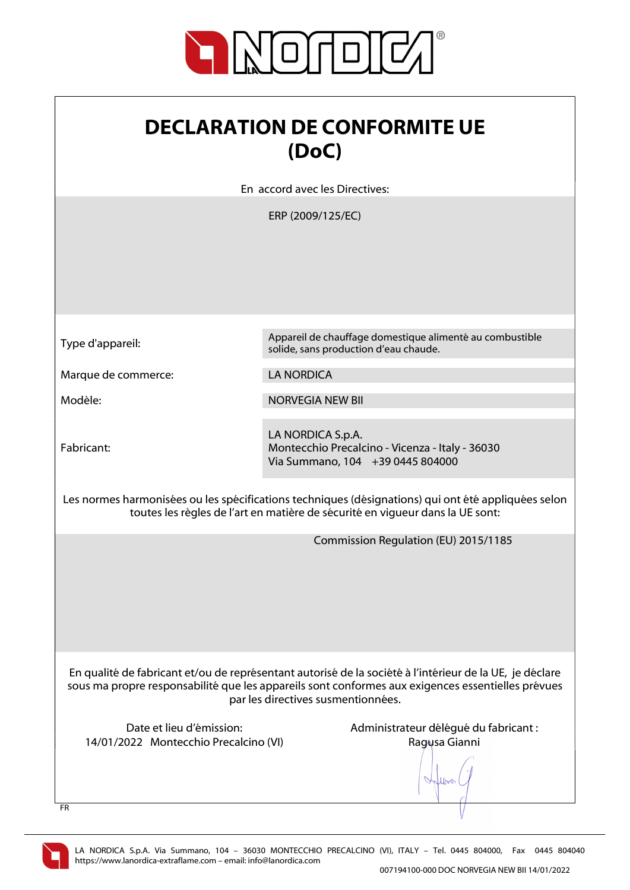# DECLARATION DE CONFORMITE UE (DoC)

En accord avec les Directives:

ERP (2009/125/EC)

| | |
|---|---|
| Type d'appareil: | Appareil de chauffage domestique alimenté au combustible solide, sans production d'eau chaude. |
| Marque de commerce: | LA NORDICA |
| Modèle: | NORVEGIA NEW BII |
| Fabricant: | LA NORDICA S.p.A.<br>Montecchio Precalcino - Vicenza - Italy - 36030<br>Via Summano, 104 +39 0445 804000 |

Les normes harmonisées ou les spécifications techniques (désignations) qui ont été appliquées selon toutes les règles de l'art en matière de sécurité en vigueur dans la UE sont:

Commission Regulation (EU) 2015/1185

En qualité de fabricant et/ou de représentant autorisé de la société à l'intérieur de la UE, je déclare sous ma propre responsabilité que les appareils sont conformes aux exigences essentielles prévues par les directives susmentionnées.

Date et lieu d'émission:
14/01/2022 Montecchio Precalcino (VI)

Administrateur délégué du fabricant :
Ragusa Gianni

FR

LA NORDICA S.p.A. Via Summano, 104 – 36030 MONTECCHIO PRECALCINO (VI), ITALY – Tel. 0445 804000, Fax 0445 804040
https://www.lanordica-extraflame.com – email: info@lanordica.com

007194100-000 DOC NORVEGIA NEW BII 14/01/2022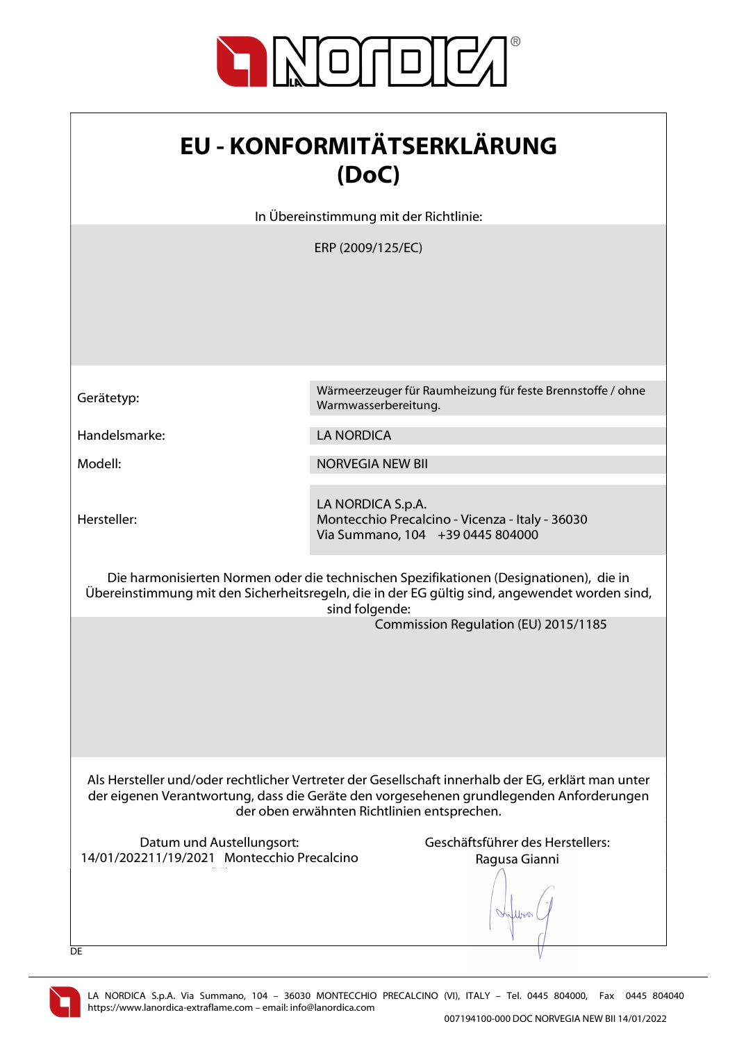# EU - KONFORMITÄTSERKLÄRUNG (DoC)

In Übereinstimmung mit der Richtlinie:

ERP (2009/125/EC)

| | |
|---|---|
| Gerätetyp: | Wärmeerzeuger für Raumheizung für feste Brennstoffe / ohne Warmwasserbereitung. |
| Handelsmarke: | LA NORDICA |
| Modell: | NORVEGIA NEW BII |
| Hersteller: | LA NORDICA S.p.A.<br>Montecchio Precalcino - Vicenza - Italy - 36030<br>Via Summano, 104 +39 0445 804000 |

Die harmonisierten Normen oder die technischen Spezifikationen (Designationen), die in Übereinstimmung mit den Sicherheitsregeln, die in der EG gültig sind, angewendet worden sind, sind folgende:

Commission Regulation (EU) 2015/1185

Als Hersteller und/oder rechtlicher Vertreter der Gesellschaft innerhalb der EG, erklärt man unter der eigenen Verantwortung, dass die Geräte den vorgesehenen grundlegenden Anforderungen der oben erwähnten Richtlinien entsprechen.

Datum und Austellungsort:
14/01/202211/19/2021 Montecchio Precalcino

Geschäftsführer des Herstellers:
Ragusa Gianni

DE

LA NORDICA S.p.A. Via Summano, 104 – 36030 MONTECCHIO PRECALCINO (VI), ITALY – Tel. 0445 804000, Fax 0445 804040
https://www.lanordica-extraflame.com – email: info@lanordica.com

007194100-000 DOC NORVEGIA NEW BII 14/01/2022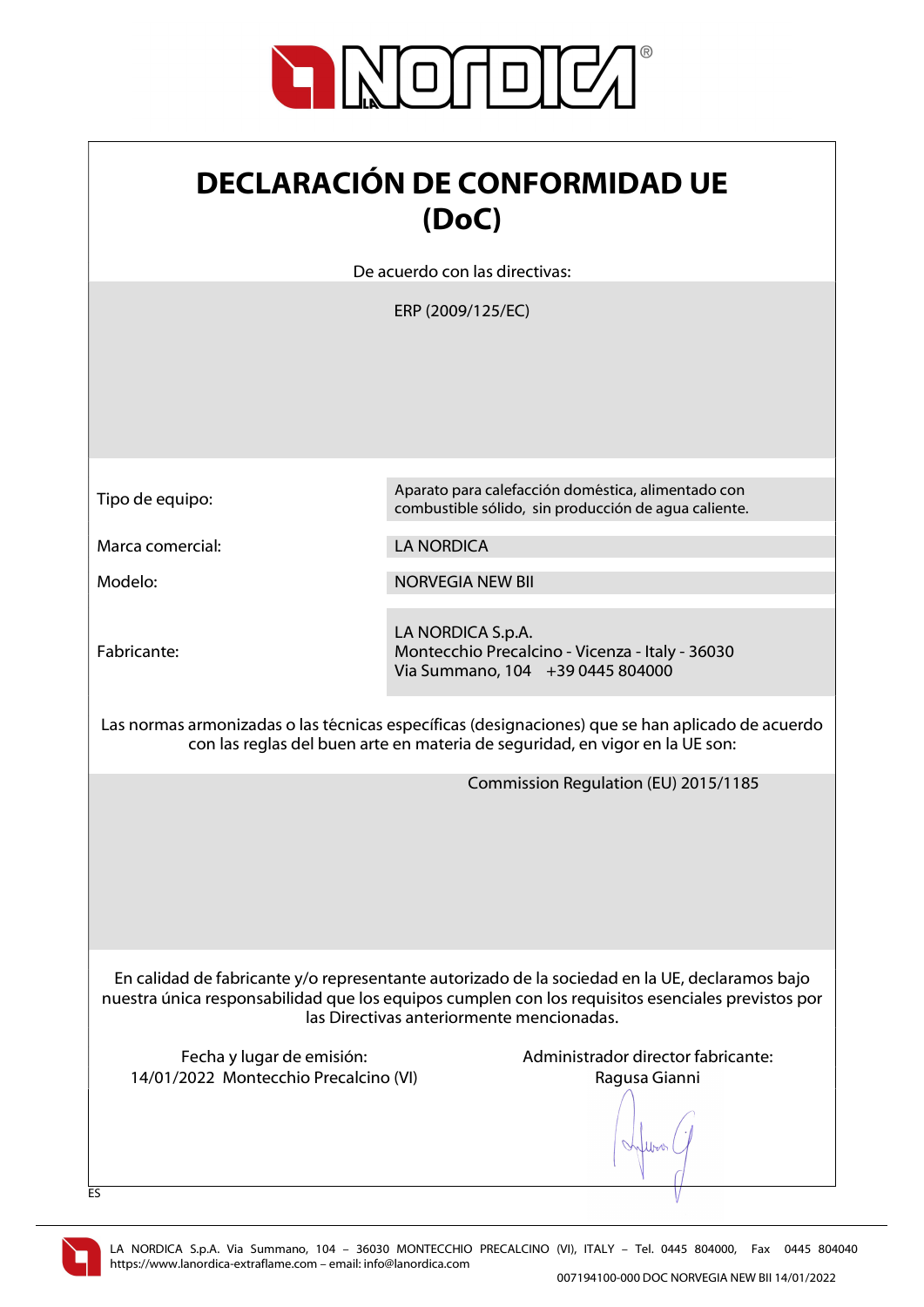# DECLARACIÓN DE CONFORMIDAD UE (DoC)

De acuerdo con las directivas:

ERP (2009/125/EC)

| | |
|---|---|
| Tipo de equipo: | Aparato para calefacción doméstica, alimentado con combustible sólido, sin producción de agua caliente. |
| Marca comercial: | LA NORDICA |
| Modelo: | NORVEGIA NEW BII |
| Fabricante: | LA NORDICA S.p.A.<br>Montecchio Precalcino - Vicenza - Italy - 36030<br>Via Summano, 104 +39 0445 804000 |

Las normas armonizadas o las técnicas específicas (designaciones) que se han aplicado de acuerdo con las reglas del buen arte en materia de seguridad, en vigor en la UE son:

Commission Regulation (EU) 2015/1185

En calidad de fabricante y/o representante autorizado de la sociedad en la UE, declaramos bajo nuestra única responsabilidad que los equipos cumplen con los requisitos esenciales previstos por las Directivas anteriormente mencionadas.

Fecha y lugar de emisión:
14/01/2022 Montecchio Precalcino (VI)

Administrador director fabricante:
Ragusa Gianni

ES

LA NORDICA S.p.A. Via Summano, 104 – 36030 MONTECCHIO PRECALCINO (VI), ITALY – Tel. 0445 804000, Fax 0445 804040
https://www.lanordica-extraflame.com – email: info@lanordica.com

007194100-000 DOC NORVEGIA NEW BII 14/01/2022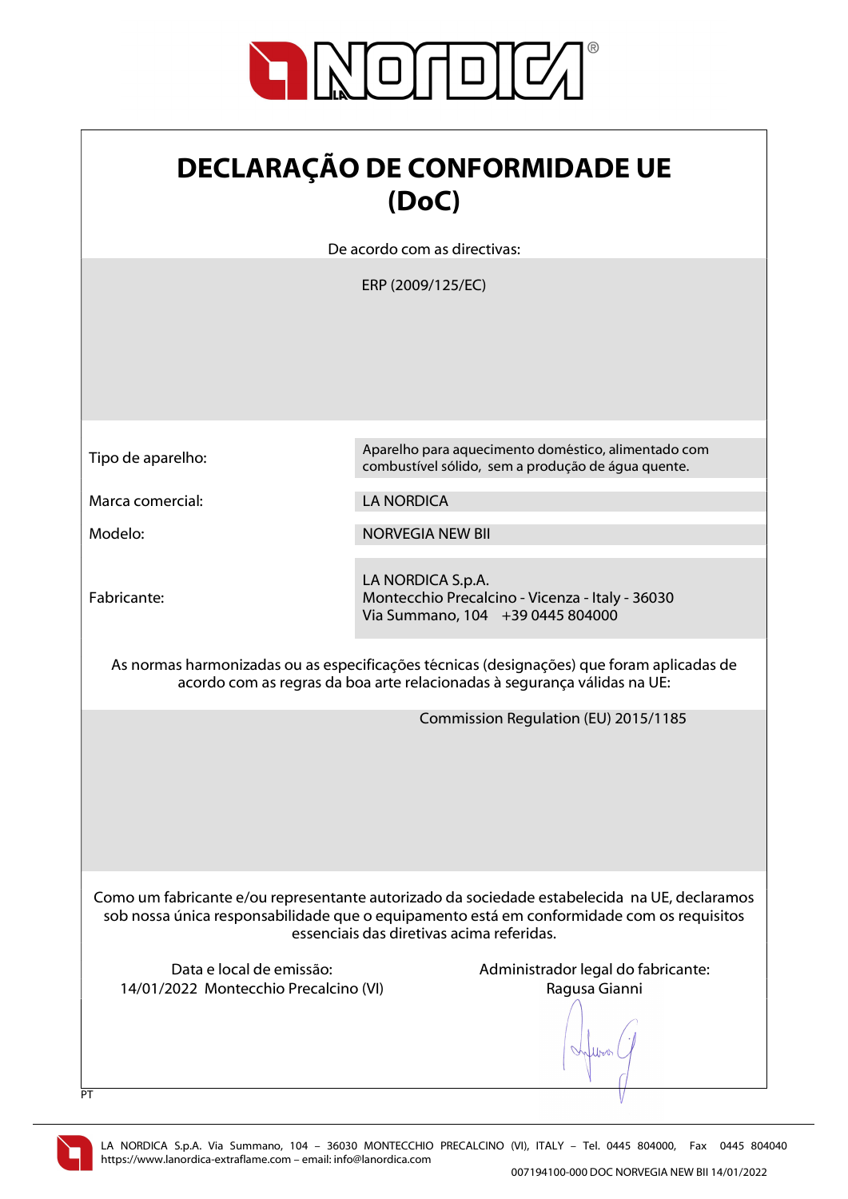# DECLARAÇÃO DE CONFORMIDADE UE (DoC)

De acordo com as directivas:

ERP (2009/125/EC)

| | |
|---|---|
| Tipo de aparelho: | Aparelho para aquecimento doméstico, alimentado com combustível sólido, sem a produção de água quente. |
| Marca comercial: | LA NORDICA |
| Modelo: | NORVEGIA NEW BII |
| Fabricante: | LA NORDICA S.p.A.<br>Montecchio Precalcino - Vicenza - Italy - 36030<br>Via Summano, 104 +39 0445 804000 |

As normas harmonizadas ou as especificações técnicas (designações) que foram aplicadas de acordo com as regras da boa arte relacionadas à segurança válidas na UE:

Commission Regulation (EU) 2015/1185

Como um fabricante e/ou representante autorizado da sociedade estabelecida na UE, declaramos sob nossa única responsabilidade que o equipamento está em conformidade com os requisitos essenciais das diretivas acima referidas.

Data e local de emissão:
14/01/2022 Montecchio Precalcino (VI)

Administrador legal do fabricante:
Ragusa Gianni

PT

LA NORDICA S.p.A. Via Summano, 104 – 36030 MONTECCHIO PRECALCINO (VI), ITALY – Tel. 0445 804000, Fax 0445 804040
https://www.lanordica-extraflame.com – email: info@lanordica.com

007194100-000 DOC NORVEGIA NEW BII 14/01/2022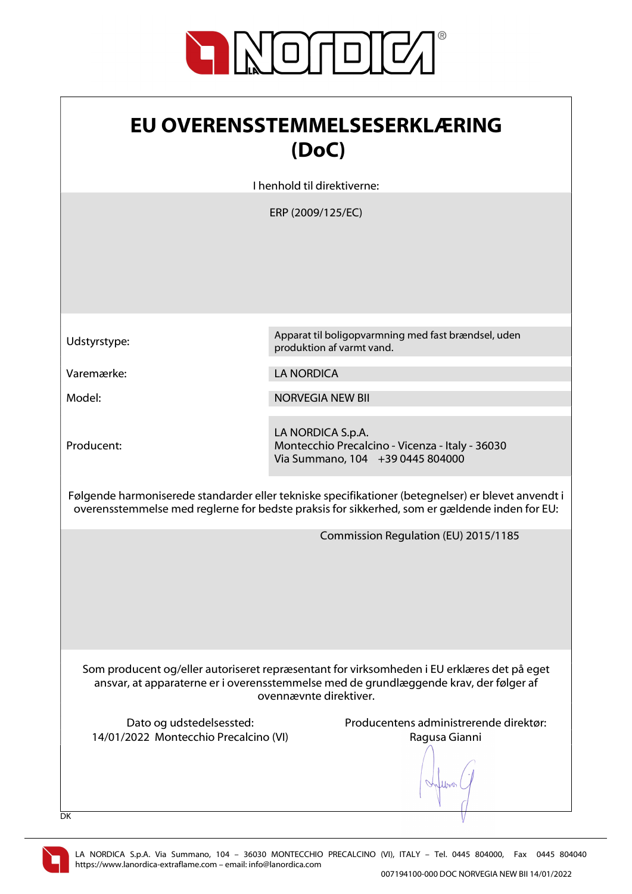# EU OVERENSSTEMMELSESERKLÆRING (DoC)

I henhold til direktiverne:

ERP (2009/125/EC)

| | |
|---|---|
| Udstyrstype: | Apparat til boligopvarmning med fast brændsel, uden produktion af varmt vand. |
| Varemærke: | LA NORDICA |
| Model: | NORVEGIA NEW BII |
| Producent: | LA NORDICA S.p.A.<br>Montecchio Precalcino - Vicenza - Italy - 36030<br>Via Summano, 104 +39 0445 804000 |

Følgende harmoniserede standarder eller tekniske specifikationer (betegnelser) er blevet anvendt i overensstemmelse med reglerne for bedste praksis for sikkerhed, som er gældende inden for EU:

Commission Regulation (EU) 2015/1185

Som producent og/eller autoriseret repræsentant for virksomheden i EU erklæres det på eget ansvar, at apparaterne er i overensstemmelse med de grundlæggende krav, der følger af ovennævnte direktiver.

Dato og udstedelsessted:
14/01/2022 Montecchio Precalcino (VI)

Producentens administrerende direktør:
Ragusa Gianni

DK

LA NORDICA S.p.A. Via Summano, 104 – 36030 MONTECCHIO PRECALCINO (VI), ITALY – Tel. 0445 804000, Fax 0445 804040
https://www.lanordica-extraflame.com – email: info@lanordica.com

007194100-000 DOC NORVEGIA NEW BII 14/01/2022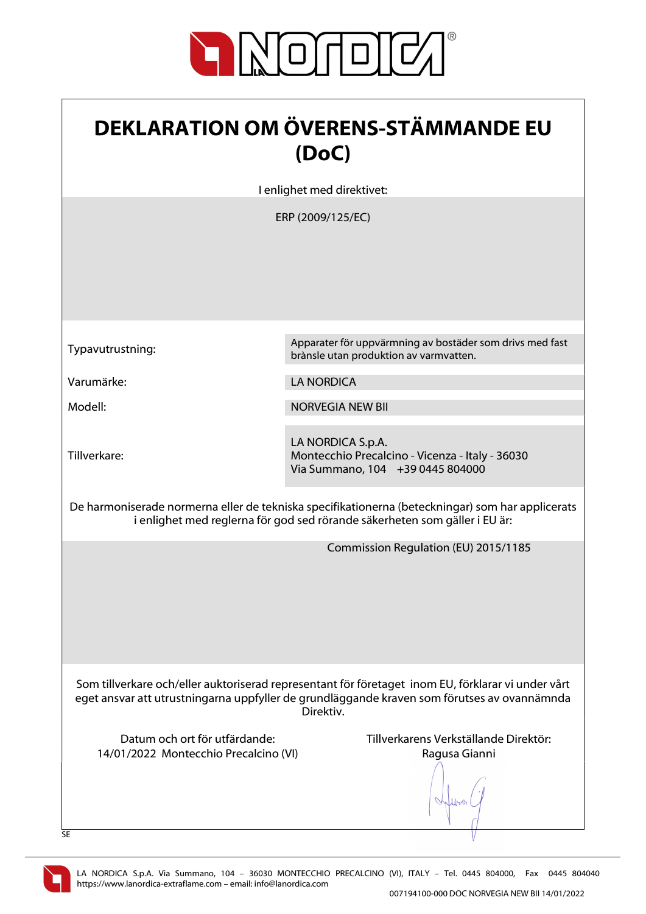# DEKLARATION OM ÖVERENS-STÄMMANDE EU (DoC)

I enlighet med direktivet:

ERP (2009/125/EC)

| | |
|---|---|
| Typavutrustning: | Apparater för uppvärmning av bostäder som drivs med fast brànsle utan produktion av varmvatten. |
| Varumärke: | LA NORDICA |
| Modell: | NORVEGIA NEW BII |
| Tillverkare: | LA NORDICA S.p.A.<br>Montecchio Precalcino - Vicenza - Italy - 36030<br>Via Summano, 104 +39 0445 804000 |

De harmoniserade normerna eller de tekniska specifikationerna (beteckningar) som har applicerats i enlighet med reglerna för god sed rörande säkerheten som gäller i EU är:

Commission Regulation (EU) 2015/1185

Som tillverkare och/eller auktoriserad representant för företaget inom EU, förklarar vi under vårt eget ansvar att utrustningarna uppfyller de grundläggande kraven som förutses av ovannämnda Direktiv.

Datum och ort för utfärdande:
14/01/2022 Montecchio Precalcino (VI)

Tillverkarens Verkställande Direktör:
Ragusa Gianni

SE

LA NORDICA S.p.A. Via Summano, 104 – 36030 MONTECCHIO PRECALCINO (VI), ITALY – Tel. 0445 804000, Fax 0445 804040
https://www.lanordica-extraflame.com – email: info@lanordica.com

007194100-000 DOC NORVEGIA NEW BII 14/01/2022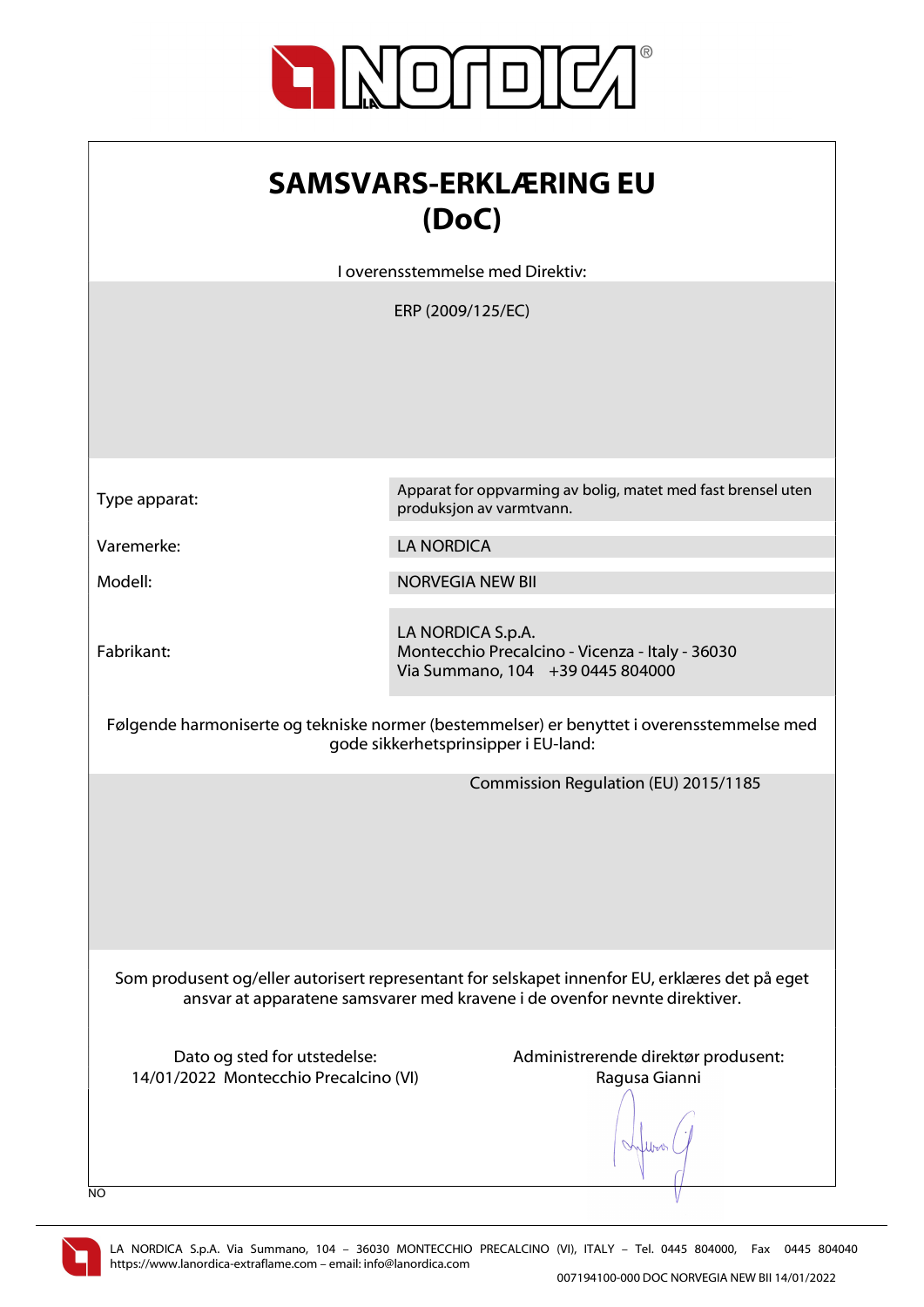# SAMSVARS-ERKLÆRING EU (DoC)

I overensstemmelse med Direktiv:

ERP (2009/125/EC)

| | |
|---|---|
| Type apparat: | Apparat for oppvarming av bolig, matet med fast brensel uten produksjon av varmtvann. |
| Varemerke: | LA NORDICA |
| Modell: | NORVEGIA NEW BII |
| Fabrikant: | LA NORDICA S.p.A.<br>Montecchio Precalcino - Vicenza - Italy - 36030<br>Via Summano, 104 +39 0445 804000 |

Følgende harmoniserte og tekniske normer (bestemmelser) er benyttet i overensstemmelse med gode sikkerhetsprinsipper i EU-land:

Commission Regulation (EU) 2015/1185

Som produsent og/eller autorisert representant for selskapet innenfor EU, erklæres det på eget ansvar at apparatene samsvarer med kravene i de ovenfor nevnte direktiver.

Dato og sted for utstedelse:
14/01/2022 Montecchio Precalcino (VI)

Administrerende direktør produsent:
Ragusa Gianni

NO

LA NORDICA S.p.A. Via Summano, 104 – 36030 MONTECCHIO PRECALCINO (VI), ITALY – Tel. 0445 804000, Fax 0445 804040
https://www.lanordica-extraflame.com – email: info@lanordica.com

007194100-000 DOC NORVEGIA NEW BII 14/01/2022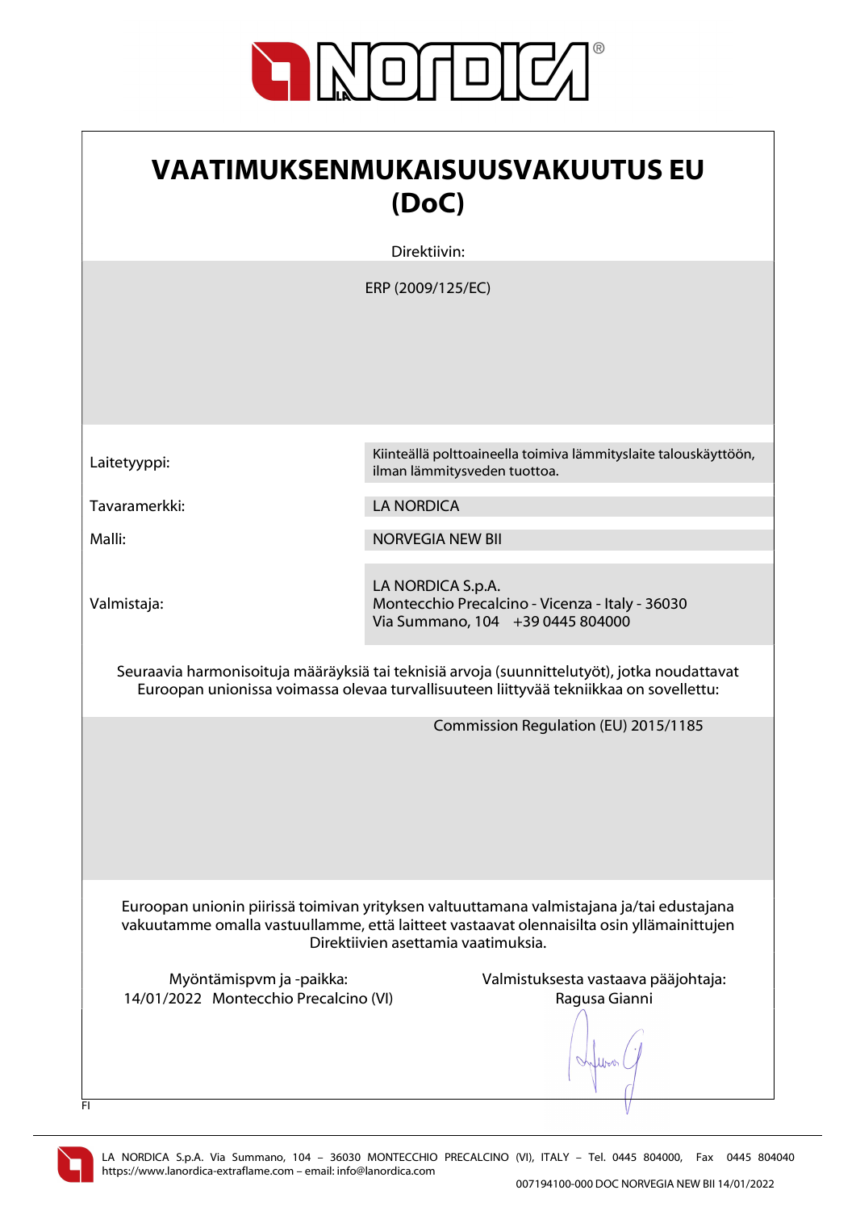# VAATIMUKSENMUKAISUUSVAKUUTUS EU (DoC)

Direktiivin:

ERP (2009/125/EC)

| | |
|---|---|
| Laitetyyppi: | Kiinteällä polttoaineella toimiva lämmityslaite talouskäyttöön, ilman lämmitysveden tuottoa. |
| Tavaramerkki: | LA NORDICA |
| Malli: | NORVEGIA NEW BII |
| Valmistaja: | LA NORDICA S.p.A.<br>Montecchio Precalcino - Vicenza - Italy - 36030<br>Via Summano, 104 +39 0445 804000 |

Seuraavia harmonisoituja määräyksiä tai teknisiä arvoja (suunnittelutyöt), jotka noudattavat Euroopan unionissa voimassa olevaa turvallisuuteen liittyvää tekniikkaa on sovellettu:

Commission Regulation (EU) 2015/1185

Euroopan unionin piirissä toimivan yrityksen valtuuttamana valmistajana ja/tai edustajana vakuutamme omalla vastuullamme, että laitteet vastaavat olennaisilta osin yllämainittujen Direktiivien asettamia vaatimuksia.

Myöntämispvm ja -paikka:
14/01/2022 Montecchio Precalcino (VI)

Valmistuksesta vastaava pääjohtaja:
Ragusa Gianni

FI

LA NORDICA S.p.A. Via Summano, 104 – 36030 MONTECCHIO PRECALCINO (VI), ITALY – Tel. 0445 804000, Fax 0445 804040
https://www.lanordica-extraflame.com – email: info@lanordica.com

007194100-000 DOC NORVEGIA NEW BII 14/01/2022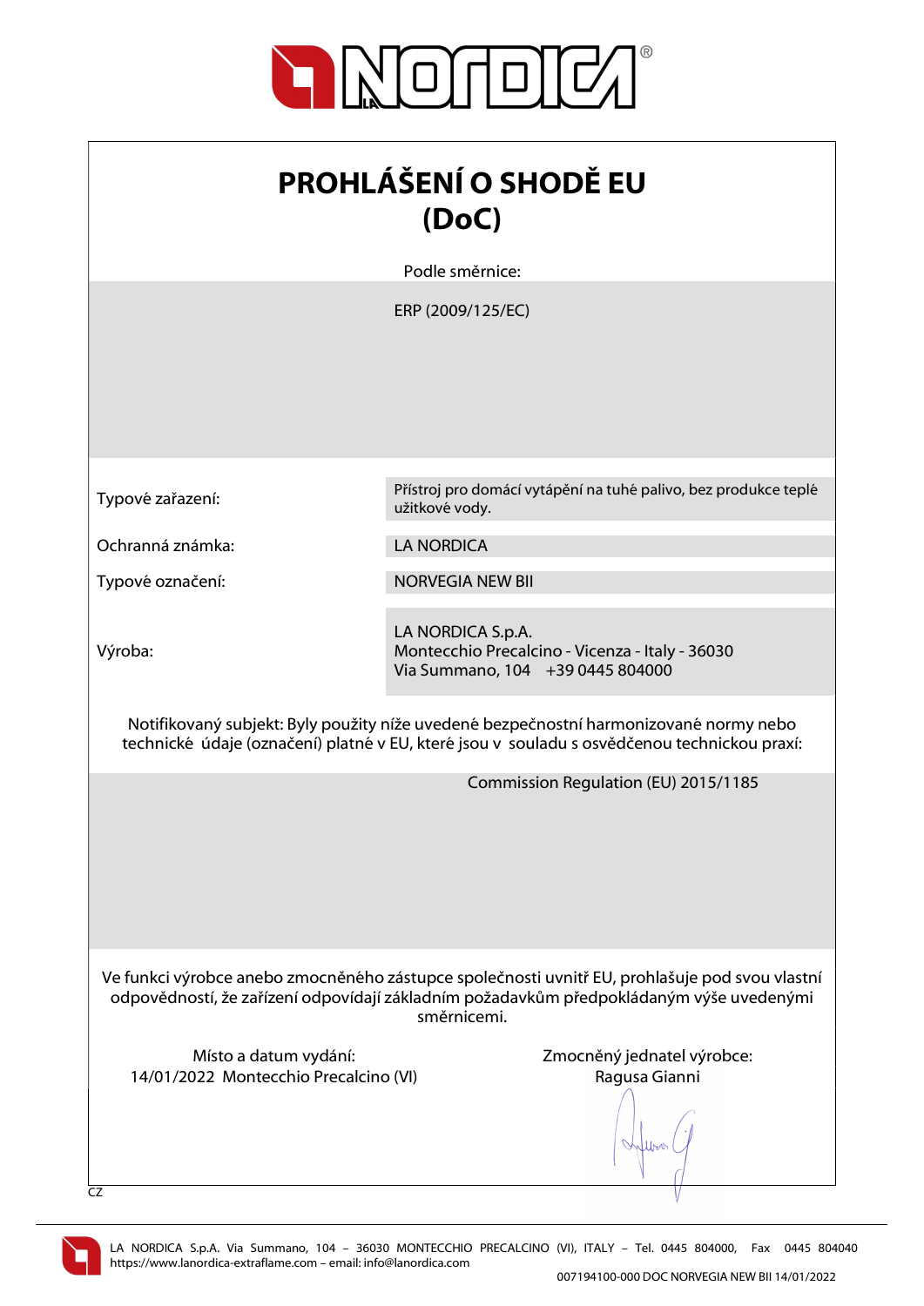# PROHLÁŠENÍ O SHODĚ EU (DoC)

Podle směrnice:

ERP (2009/125/EC)

| | |
|---|---|
| Typové zařazení: | Přístroj pro domácí vytápění na tuhé palivo, bez produkce teplé užitkové vody. |
| Ochranná známka: | LA NORDICA |
| Typové označení: | NORVEGIA NEW BII |
| Výroba: | LA NORDICA S.p.A.<br>Montecchio Precalcino - Vicenza - Italy - 36030<br>Via Summano, 104 +39 0445 804000 |

Notifikovaný subjekt: Byly použity níže uvedené bezpečnostní harmonizované normy nebo technické údaje (označení) platné v EU, které jsou v souladu s osvědčenou technickou praxí:

Commission Regulation (EU) 2015/1185

Ve funkci výrobce anebo zmocněného zástupce společnosti uvnitř EU, prohlašuje pod svou vlastní odpovědností, že zařízení odpovídají základním požadavkům předpokládaným výše uvedenými směrnicemi.

Místo a datum vydání:
14/01/2022 Montecchio Precalcino (VI)

Zmocněný jednatel výrobce:
Ragusa Gianni

CZ

LA NORDICA S.p.A. Via Summano, 104 – 36030 MONTECCHIO PRECALCINO (VI), ITALY – Tel. 0445 804000, Fax 0445 804040
https://www.lanordica-extraflame.com – email: info@lanordica.com

007194100-000 DOC NORVEGIA NEW BII 14/01/2022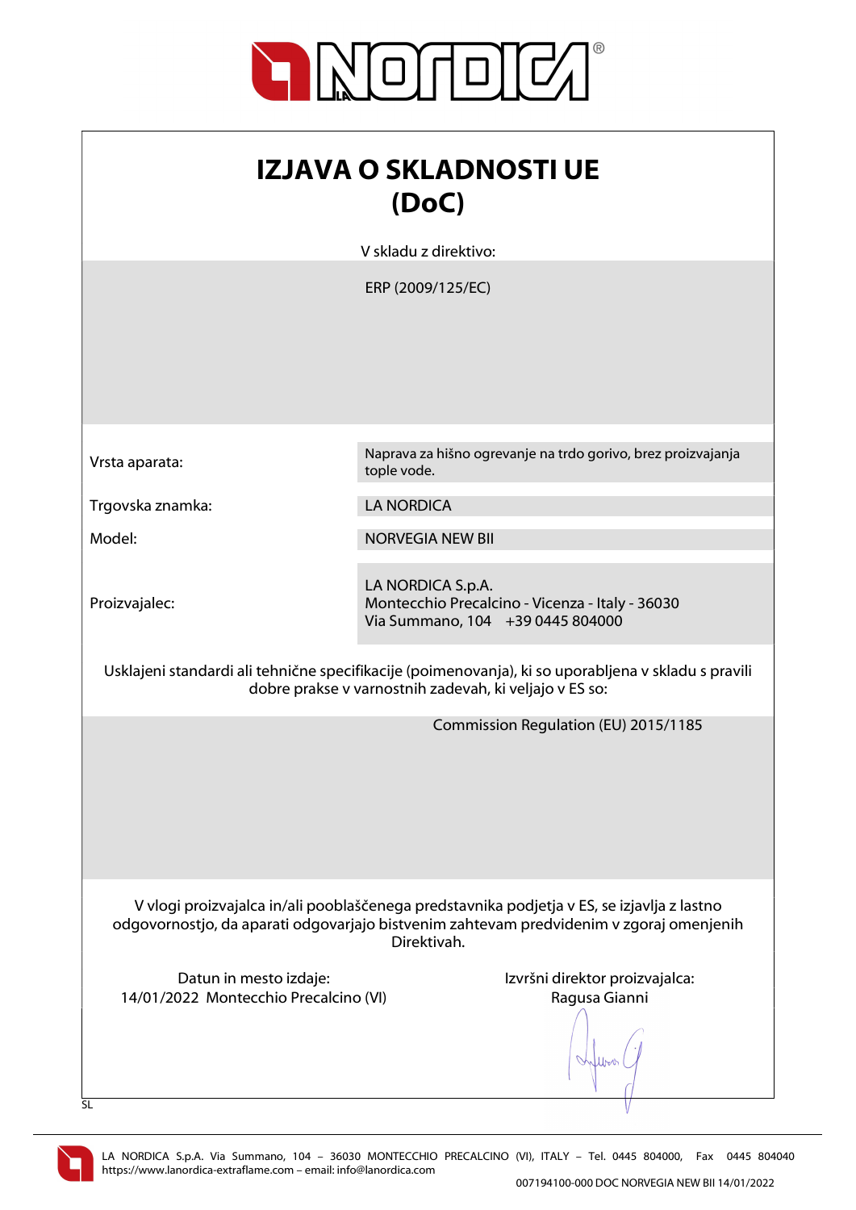# IZJAVA O SKLADNOSTI UE
# (DoC)

V skladu z direktivo:

ERP (2009/125/EC)

| | |
|---|---|
| Vrsta aparata: | Naprava za hišno ogrevanje na trdo gorivo, brez proizvajanja tople vode. |
| Trgovska znamka: | LA NORDICA |
| Model: | NORVEGIA NEW BII |
| Proizvajalec: | LA NORDICA S.p.A.<br>Montecchio Precalcino - Vicenza - Italy - 36030<br>Via Summano, 104 +39 0445 804000 |

Usklajeni standardi ali tehnične specifikacije (poimenovanja), ki so uporabljena v skladu s pravili dobre prakse v varnostnih zadevah, ki veljajo v ES so:

Commission Regulation (EU) 2015/1185

V vlogi proizvajalca in/ali pooblaščenega predstavnika podjetja v ES, se izjavlja z lastno odgovornostjo, da aparati odgovarjajo bistvenim zahtevam predvidenim v zgoraj omenjenih Direktivah.

Datun in mesto izdaje:
14/01/2022 Montecchio Precalcino (VI)

Izvršni direktor proizvajalca:
Ragusa Gianni

SL

LA NORDICA S.p.A. Via Summano, 104 – 36030 MONTECCHIO PRECALCINO (VI), ITALY – Tel. 0445 804000, Fax 0445 804040
https://www.lanordica-extraflame.com – email: info@lanordica.com

007194100-000 DOC NORVEGIA NEW BII 14/01/2022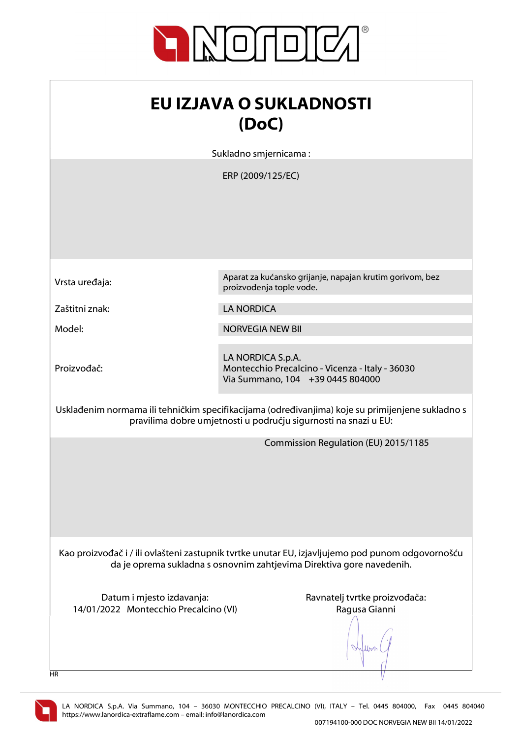# EU IZJAVA O SUKLADNOSTI (DoC)

Sukladno smjernicama :

ERP (2009/125/EC)

| | |
|---|---|
| Vrsta uređaja: | Aparat za kućansko grijanje, napajan krutim gorivom, bez proizvođenja tople vode. |
| Zaštitni znak: | LA NORDICA |
| Model: | NORVEGIA NEW BII |
| Proizvođač: | LA NORDICA S.p.A.<br>Montecchio Precalcino - Vicenza - Italy - 36030<br>Via Summano, 104 +39 0445 804000 |

Usklađenim normama ili tehničkim specifikacijama (određivanjima) koje su primijenjene sukladno s pravilima dobre umjetnosti u području sigurnosti na snazi u EU:

Commission Regulation (EU) 2015/1185

Kao proizvođač i / ili ovlašteni zastupnik tvrtke unutar EU, izjavljujemo pod punom odgovornošću da je oprema sukladna s osnovnim zahtjevima Direktiva gore navedenih.

Datum i mjesto izdavanja:
14/01/2022 Montecchio Precalcino (VI)

Ravnatelj tvrtke proizvođača:
Ragusa Gianni

HR

LA NORDICA S.p.A. Via Summano, 104 – 36030 MONTECCHIO PRECALCINO (VI), ITALY – Tel. 0445 804000, Fax 0445 804040
https://www.lanordica-extraflame.com – email: info@lanordica.com

007194100-000 DOC NORVEGIA NEW BII 14/01/2022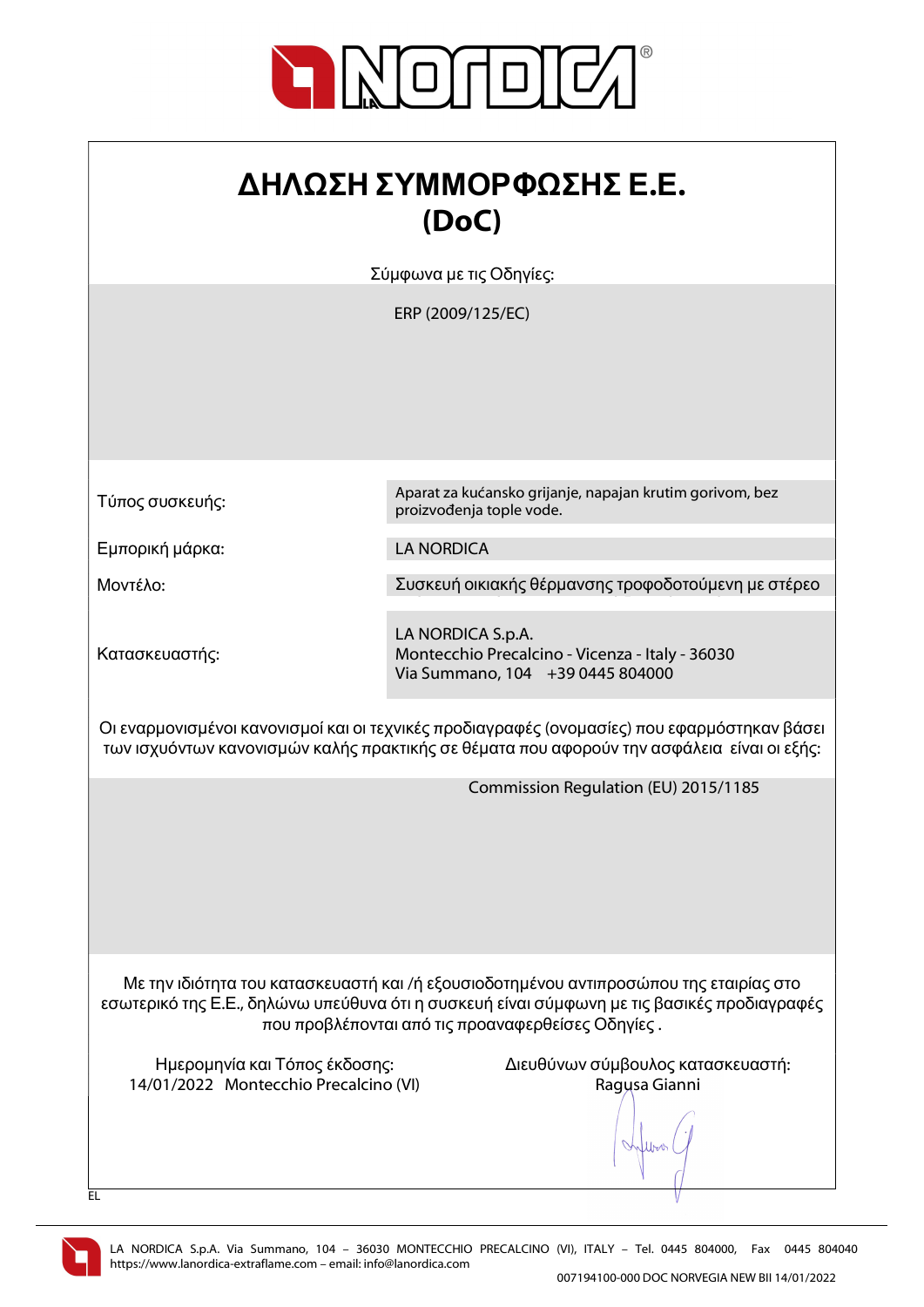# ΔΗΛΩΣΗ ΣΥΜΜΟΡΦΩΣΗΣ Ε.Ε.
# (DoC)

Σύμφωνα με τις Οδηγίες:

ERP (2009/125/EC)

| | |
|---|---|
| Τύπος συσκευής: | Aparat za kućansko grijanje, napajan krutim gorivom, bez proizvođenja tople vode. |
| Εμπορική μάρκα: | LA NORDICA |
| Μοντέλο: | Συσκευή οικιακής θέρμανσης τροφοδοτούμενη με στέρεο |
| Κατασκευαστής: | LA NORDICA S.p.A.<br>Montecchio Precalcino - Vicenza - Italy - 36030<br>Via Summano, 104 +39 0445 804000 |

Οι εναρμονισμένοι κανονισμοί και οι τεχνικές προδιαγραφές (ονομασίες) που εφαρμόστηκαν βάσει των ισχυόντων κανονισμών καλής πρακτικής σε θέματα που αφορούν την ασφάλεια είναι οι εξής:

Commission Regulation (EU) 2015/1185

Με την ιδιότητα του κατασκευαστή και /ή εξουσιοδοτημένου αντιπροσώπου της εταιρίας στο εσωτερικό της Ε.Ε., δηλώνω υπεύθυνα ότι η συσκευή είναι σύμφωνη με τις βασικές προδιαγραφές που προβλέπονται από τις προαναφερθείσες Οδηγίες .

Ημερομηνία και Τόπος έκδοσης:
14/01/2022 Montecchio Precalcino (VI)

Διευθύνων σύμβουλος κατασκευαστή:
Ragusa Gianni

EL

LA NORDICA S.p.A. Via Summano, 104 – 36030 MONTECCHIO PRECALCINO (VI), ITALY – Tel. 0445 804000, Fax 0445 804040
https://www.lanordica-extraflame.com – email: info@lanordica.com

007194100-000 DOC NORVEGIA NEW BII 14/01/2022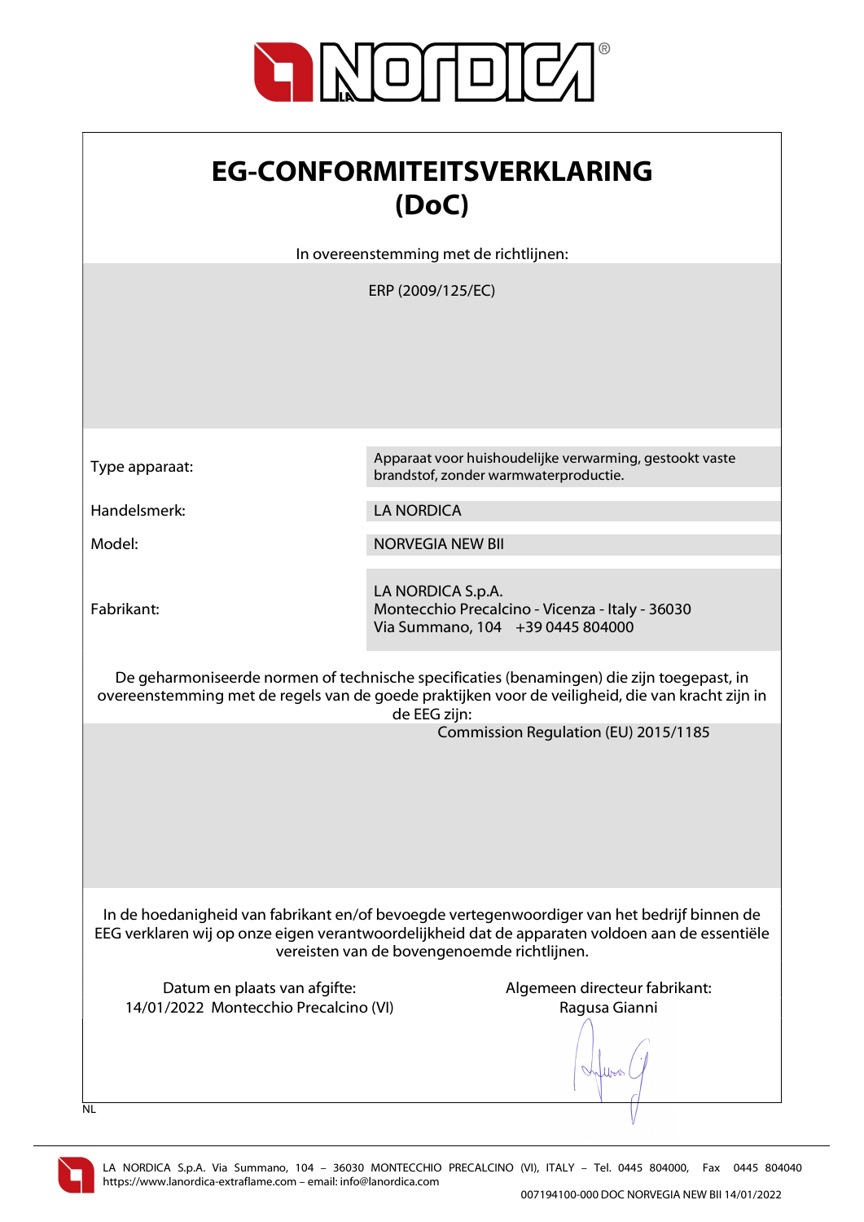# EG-CONFORMITEITSVERKLARING (DoC)

In overeenstemming met de richtlijnen:

ERP (2009/125/EC)

| | |
|---|---|
| Type apparaat: | Apparaat voor huishoudelijke verwarming, gestookt vaste brandstof, zonder warmwaterproductie. |
| Handelsmerk: | LA NORDICA |
| Model: | NORVEGIA NEW BII |
| Fabrikant: | LA NORDICA S.p.A.<br>Montecchio Precalcino - Vicenza - Italy - 36030<br>Via Summano, 104 +39 0445 804000 |

De geharmoniseerde normen of technische specificaties (benamingen) die zijn toegepast, in overeenstemming met de regels van de goede praktijken voor de veiligheid, die van kracht zijn in de EEG zijn:

Commission Regulation (EU) 2015/1185

In de hoedanigheid van fabrikant en/of bevoegde vertegenwoordiger van het bedrijf binnen de EEG verklaren wij op onze eigen verantwoordelijkheid dat de apparaten voldoen aan de essentiële vereisten van de bovengenoemde richtlijnen.

Datum en plaats van afgifte:
14/01/2022 Montecchio Precalcino (VI)

Algemeen directeur fabrikant:
Ragusa Gianni

NL

LA NORDICA S.p.A. Via Summano, 104 – 36030 MONTECCHIO PRECALCINO (VI), ITALY – Tel. 0445 804000, Fax 0445 804040
https://www.lanordica-extraflame.com – email: info@lanordica.com

007194100-000 DOC NORVEGIA NEW BII 14/01/2022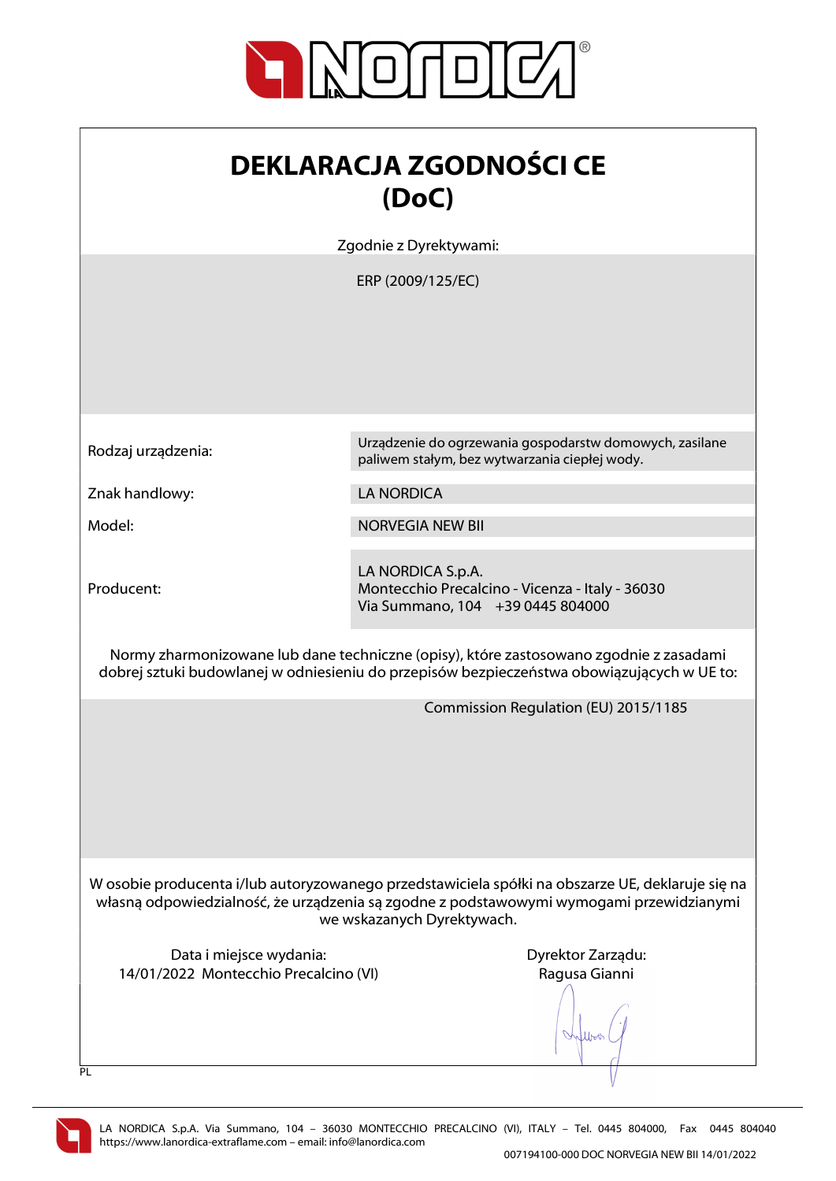# DEKLARACJA ZGODNOŚCI CE (DoC)

Zgodnie z Dyrektywami:

ERP (2009/125/EC)

| | |
|---|---|
| Rodzaj urządzenia: | Urządzenie do ogrzewania gospodarstw domowych, zasilane paliwem stałym, bez wytwarzania ciepłej wody. |
| Znak handlowy: | LA NORDICA |
| Model: | NORVEGIA NEW BII |
| Producent: | LA NORDICA S.p.A.<br>Montecchio Precalcino - Vicenza - Italy - 36030<br>Via Summano, 104 +39 0445 804000 |

Normy zharmonizowane lub dane techniczne (opisy), które zastosowano zgodnie z zasadami dobrej sztuki budowlanej w odniesieniu do przepisów bezpieczeństwa obowiązujących w UE to:

Commission Regulation (EU) 2015/1185

W osobie producenta i/lub autoryzowanego przedstawiciela spółki na obszarze UE, deklaruje się na własną odpowiedzialność, że urządzenia są zgodne z podstawowymi wymogami przewidzianymi we wskazanych Dyrektywach.

Data i miejsce wydania:
14/01/2022 Montecchio Precalcino (VI)

Dyrektor Zarządu:
Ragusa Gianni

PL

LA NORDICA S.p.A. Via Summano, 104 – 36030 MONTECCHIO PRECALCINO (VI), ITALY – Tel. 0445 804000, Fax 0445 804040
https://www.lanordica-extraflame.com – email: info@lanordica.com

007194100-000 DOC NORVEGIA NEW BII 14/01/2022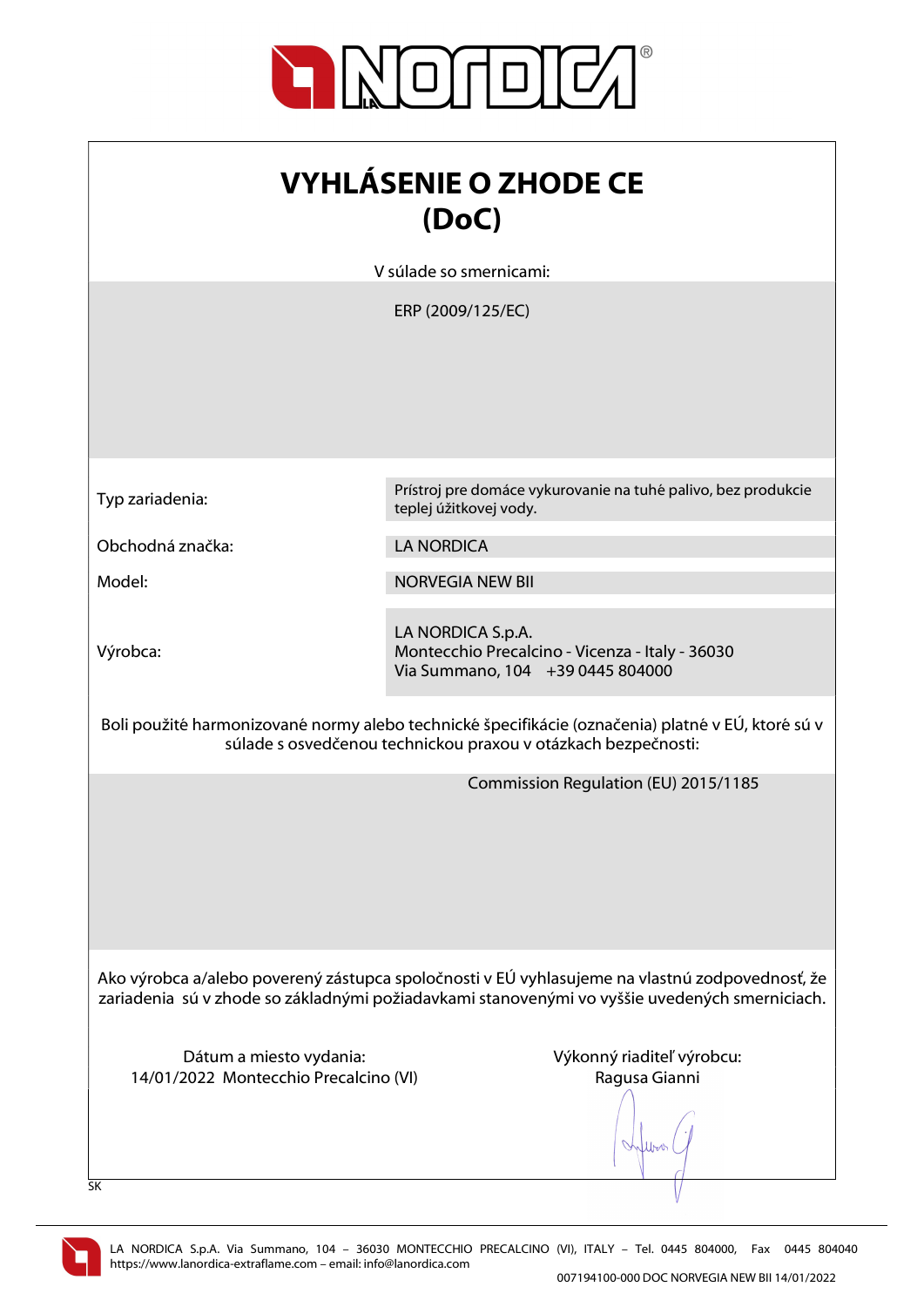# VYHLÁSENIE O ZHODE CE
# (DoC)

V súlade so smernicami:

ERP (2009/125/EC)

| | |
|---|---|
| Typ zariadenia: | Prístroj pre domáce vykurovanie na tuhé palivo, bez produkcie teplej úžitkovej vody. |
| Obchodná značka: | LA NORDICA |
| Model: | NORVEGIA NEW BII |
| Výrobca: | LA NORDICA S.p.A.<br>Montecchio Precalcino - Vicenza - Italy - 36030<br>Via Summano, 104 +39 0445 804000 |

Boli použité harmonizované normy alebo technické špecifikácie (označenia) platné v EÚ, ktoré sú v súlade s osvedčenou technickou praxou v otázkach bezpečnosti:

Commission Regulation (EU) 2015/1185

Ako výrobca a/alebo poverený zástupca spoločnosti v EÚ vyhlasujeme na vlastnú zodpovednosť, že zariadenia sú v zhode so základnými požiadavkami stanovenými vo vyššie uvedených smerniciach.

Dátum a miesto vydania:
14/01/2022 Montecchio Precalcino (VI)

Výkonný riaditeľ výrobcu:
Ragusa Gianni

SK

LA NORDICA S.p.A. Via Summano, 104 – 36030 MONTECCHIO PRECALCINO (VI), ITALY – Tel. 0445 804000, Fax 0445 804040
https://www.lanordica-extraflame.com – email: info@lanordica.com

007194100-000 DOC NORVEGIA NEW BII 14/01/2022